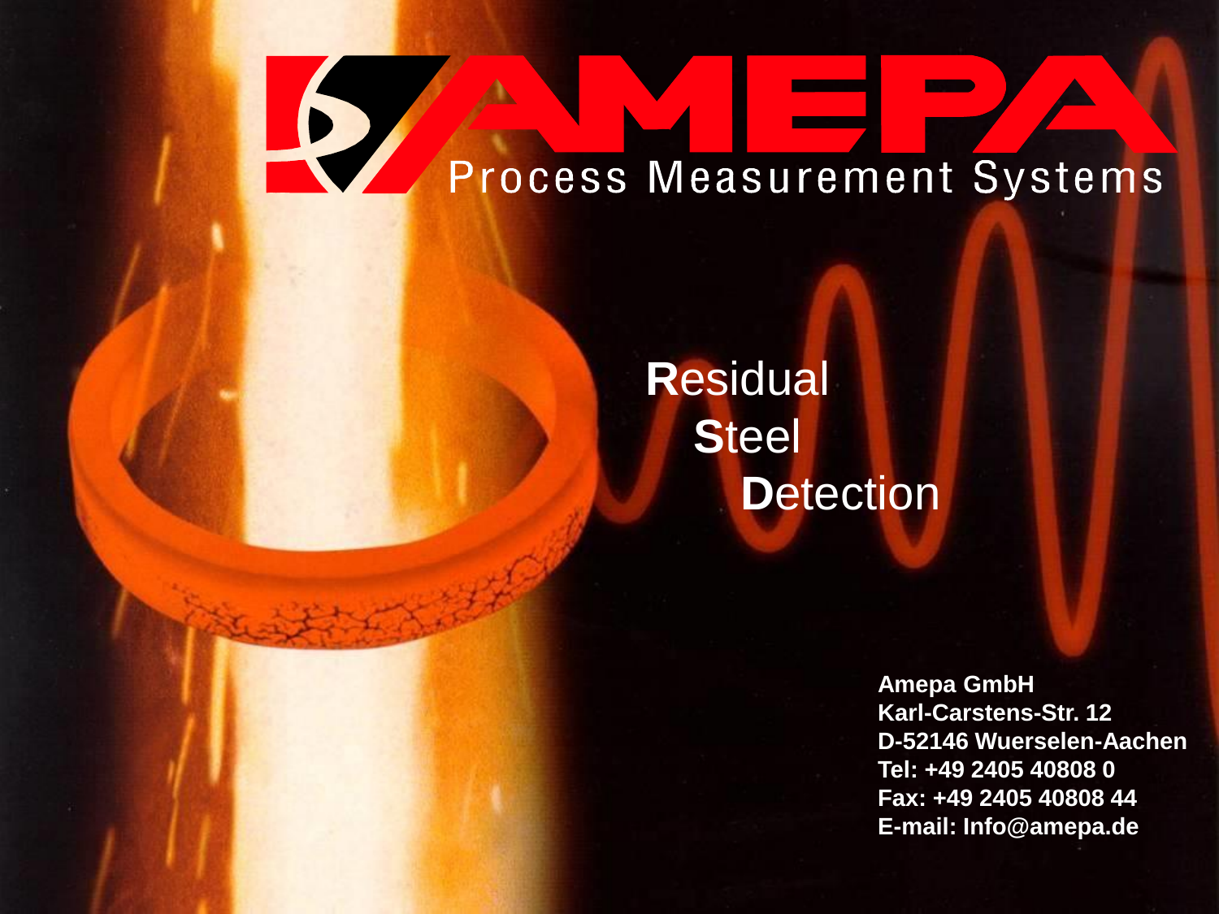# AMEPA

Process Measurement Systems

**R**esidual
**S**teel
**D**etection

**Amepa GmbH**
**Karl-Carstens-Str. 12**
**D-52146 Wuerselen-Aachen**
**Tel: +49 2405 40808 0**
**Fax: +49 2405 40808 44**
**E-mail: Info@amepa.de**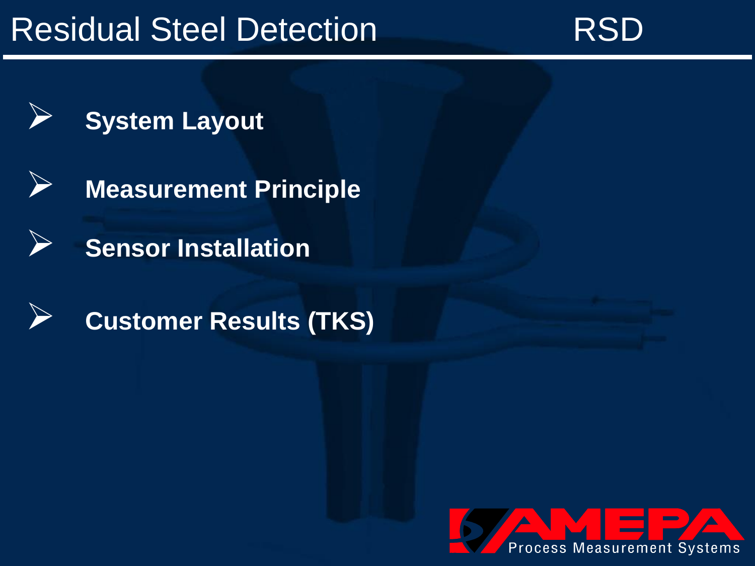# Residual Steel Detection RSD

- **System Layout**
- **Measurement Principle**
- **Sensor Installation**
- **Customer Results (TKS)**

AMEPA Process Measurement Systems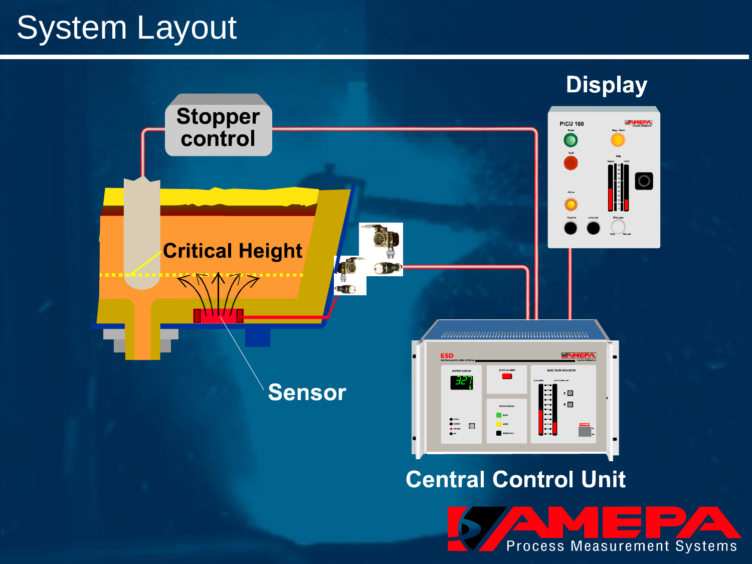# System Layout

Stopper control

Display

Critical Height

Sensor

Central Control Unit

AMEPA Process Measurement Systems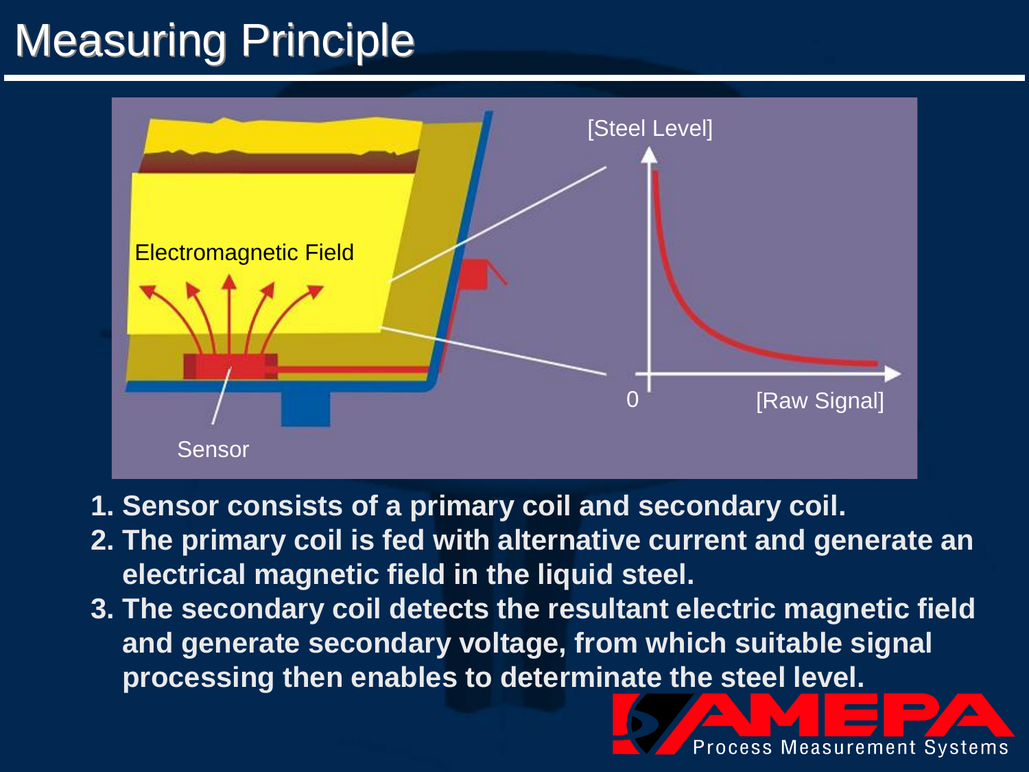# Measuring Principle

1. **Sensor consists of a primary coil and secondary coil.**
2. **The primary coil is fed with alternative current and generate an electrical magnetic field in the liquid steel.**
3. **The secondary coil detects the resultant electric magnetic field and generate secondary voltage, from which suitable signal processing then enables to determinate the steel level.**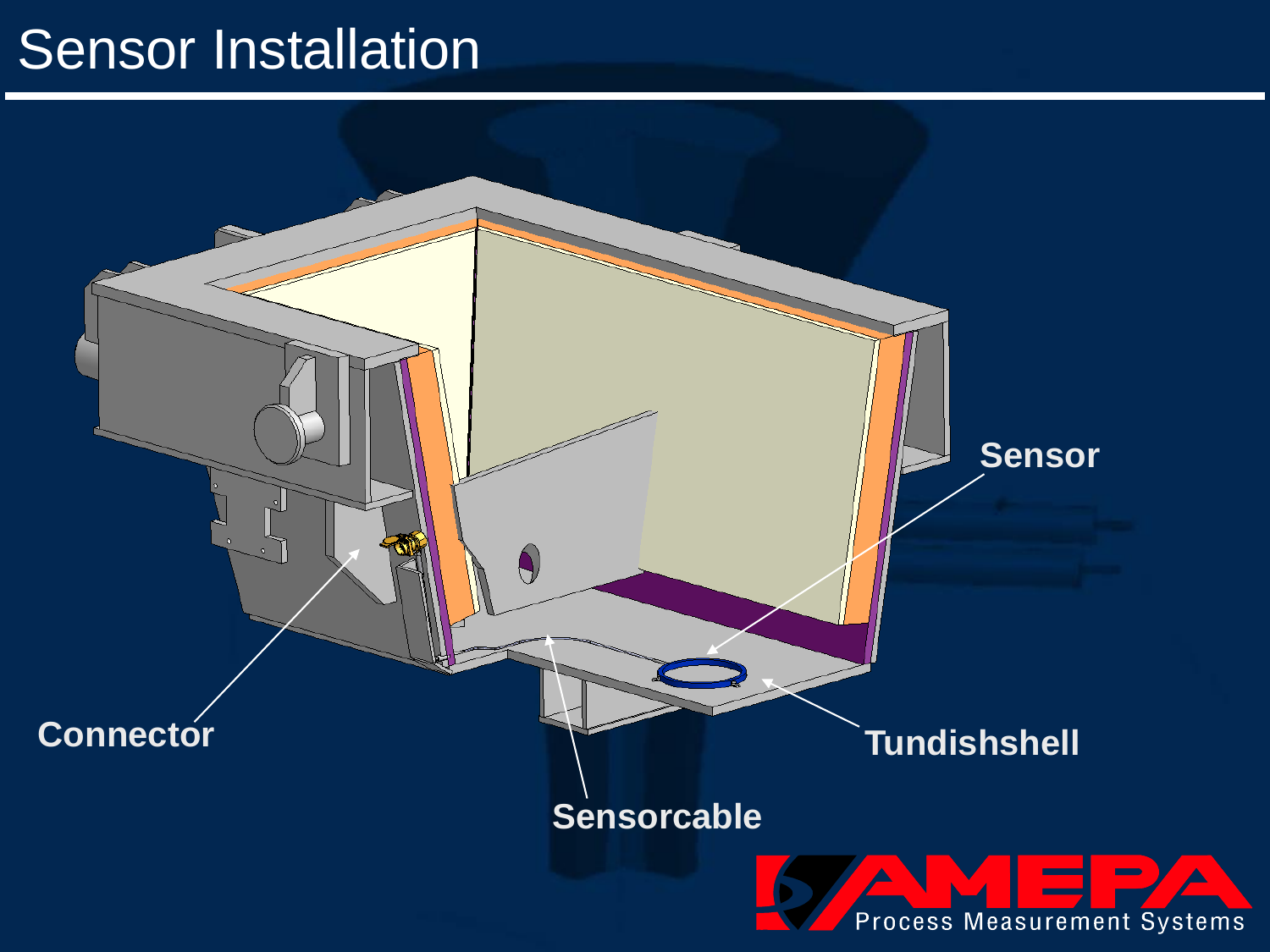# Sensor Installation

Sensor

Connector

Tundishshell

Sensorcable

AMEPA Process Measurement Systems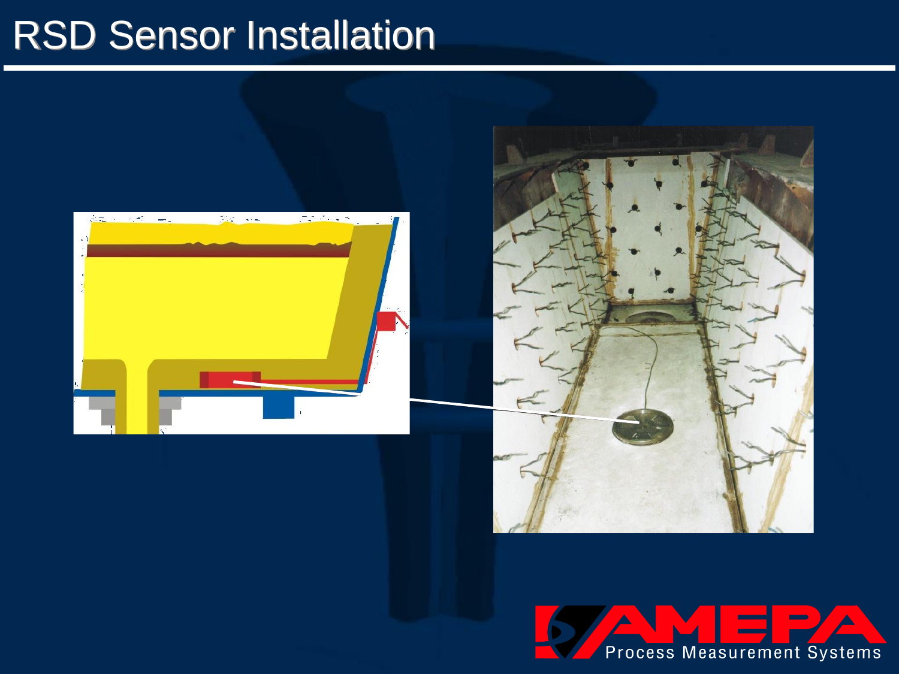# RSD Sensor Installation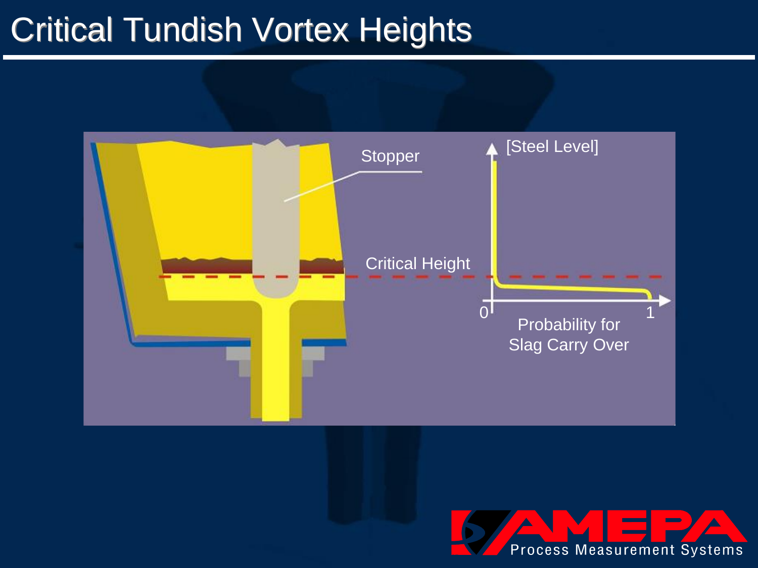# Critical Tundish Vortex Heights

Stopper

Critical Height

[Steel Level]

0

1

Probability for Slag Carry Over

AMEPA Process Measurement Systems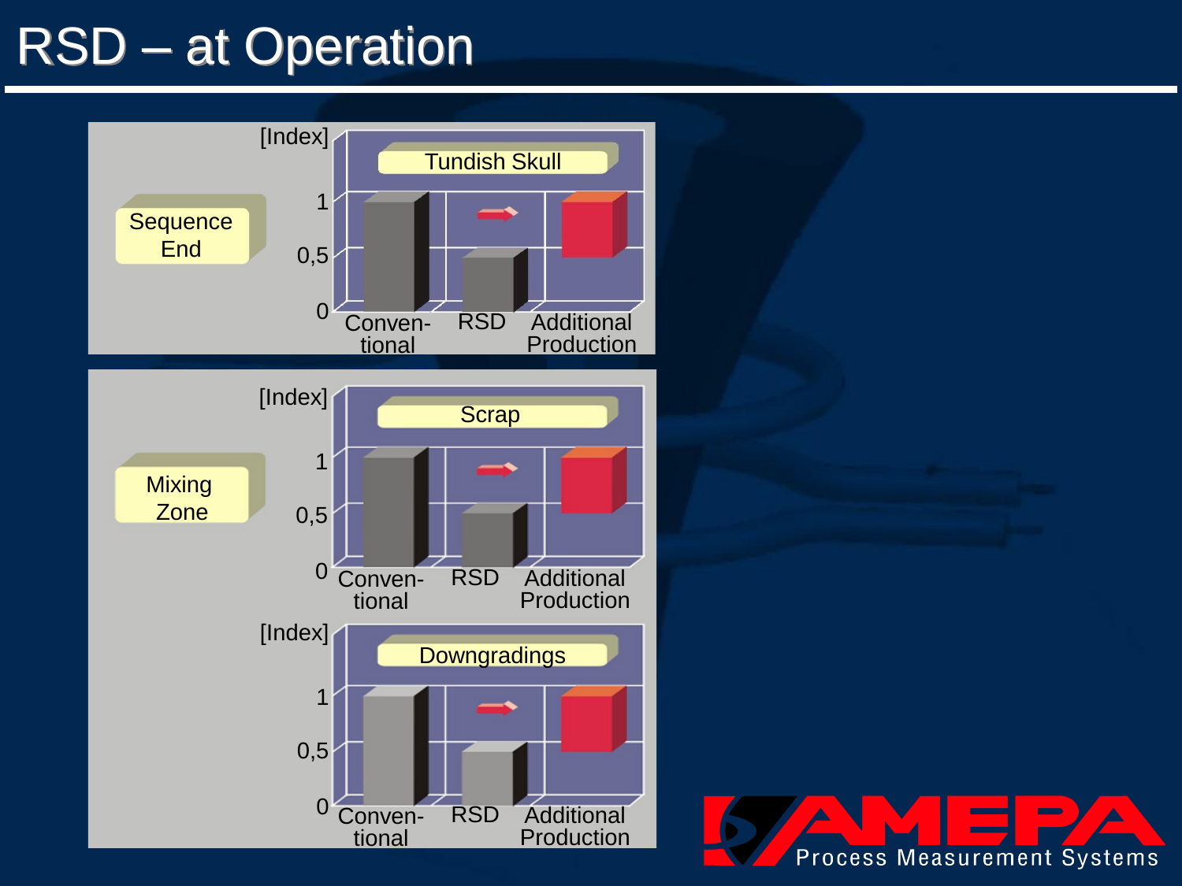# RSD – at Operation

**Sequence End**

Tundish Skull [Index]: Conventional ≈ 1, RSD ≈ 0,5, Additional Production

**Mixing Zone**

Scrap [Index]: Conventional ≈ 1, RSD ≈ 0,5, Additional Production

Downgradings [Index]: Conventional ≈ 1, RSD ≈ 0,5, Additional Production

AMEPA Process Measurement Systems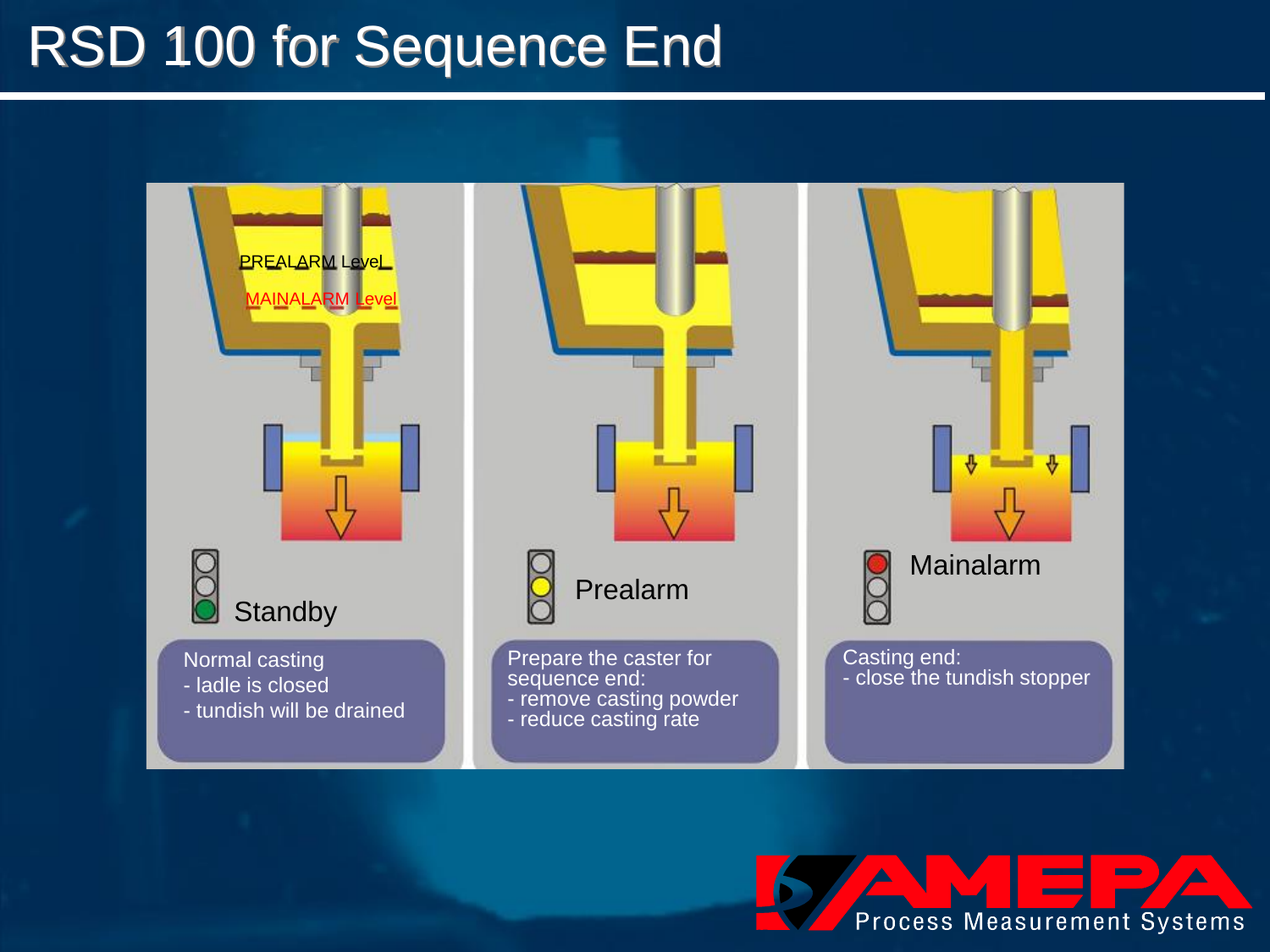# RSD 100 for Sequence End

PREALARM Level

MAINALARM Level

**Standby**

Normal casting
- ladle is closed
- tundish will be drained

**Prealarm**

Prepare the caster for sequence end:
- remove casting powder
- reduce casting rate

**Mainalarm**

Casting end:
- close the tundish stopper

AMEPA Process Measurement Systems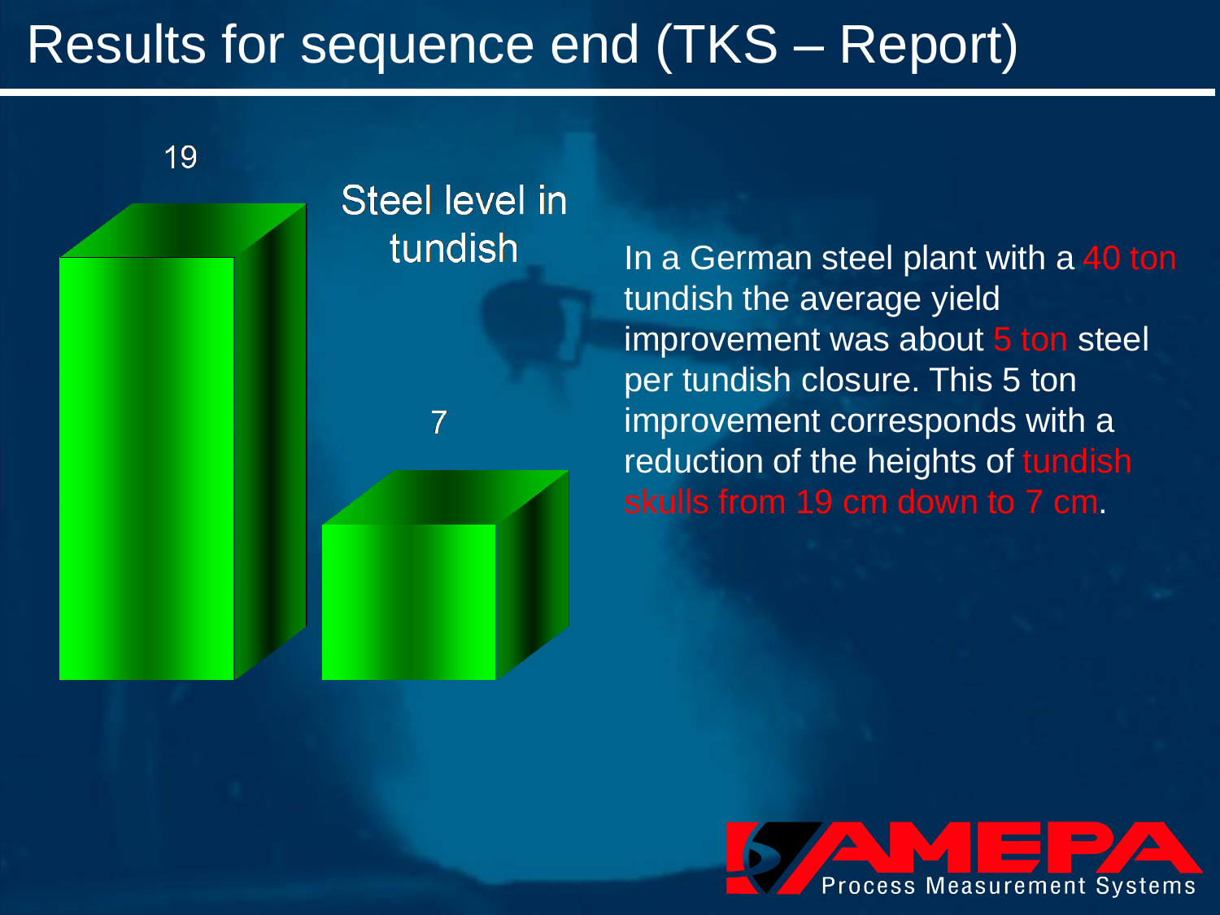# Results for sequence end (TKS – Report)

Steel level in tundish

| | |
|---|---|
| 19 | 7 |

In a German steel plant with a 40 ton tundish the average yield improvement was about 5 ton steel per tundish closure. This 5 ton improvement corresponds with a reduction of the heights of tundish skulls from 19 cm down to 7 cm.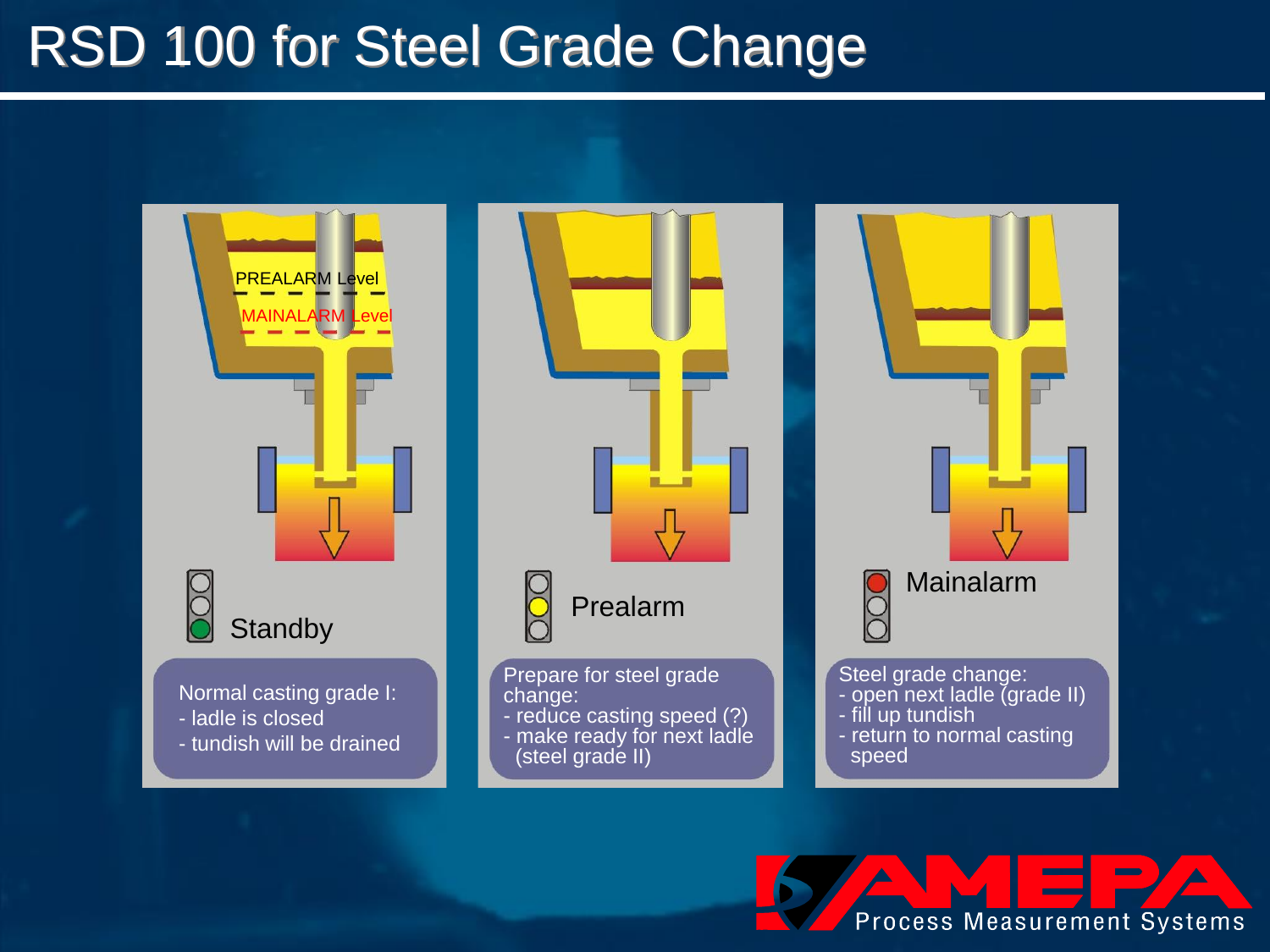# RSD 100 for Steel Grade Change

PREALARM Level

MAINALARM Level

**Standby**

Normal casting grade I:
- ladle is closed
- tundish will be drained

**Prealarm**

Prepare for steel grade change:
- reduce casting speed (?)
- make ready for next ladle (steel grade II)

**Mainalarm**

Steel grade change:
- open next ladle (grade II)
- fill up tundish
- return to normal casting speed

AMEPA Process Measurement Systems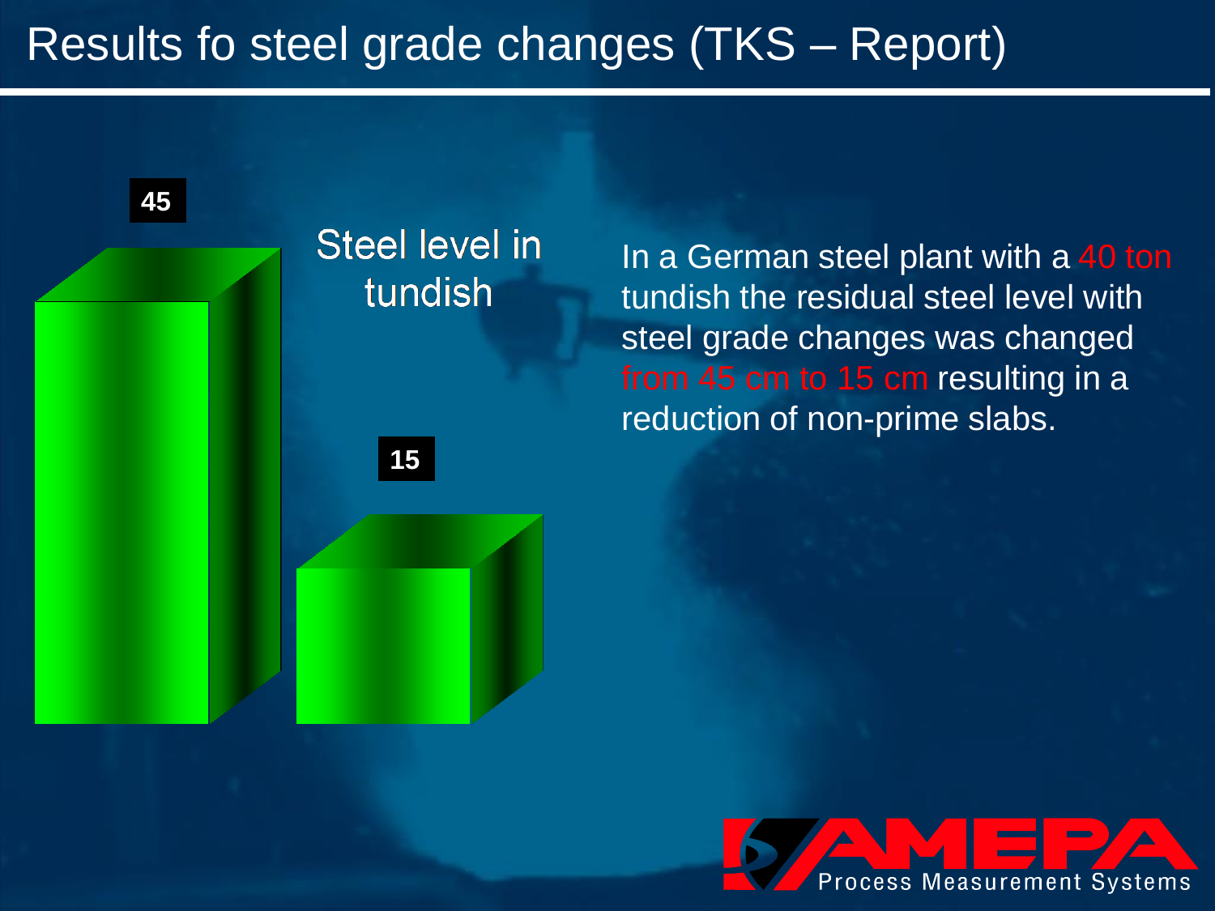# Results fo steel grade changes (TKS – Report)

45

Steel level in tundish

15

In a German steel plant with a 40 ton tundish the residual steel level with steel grade changes was changed from 45 cm to 15 cm resulting in a reduction of non-prime slabs.

AMEPA Process Measurement Systems